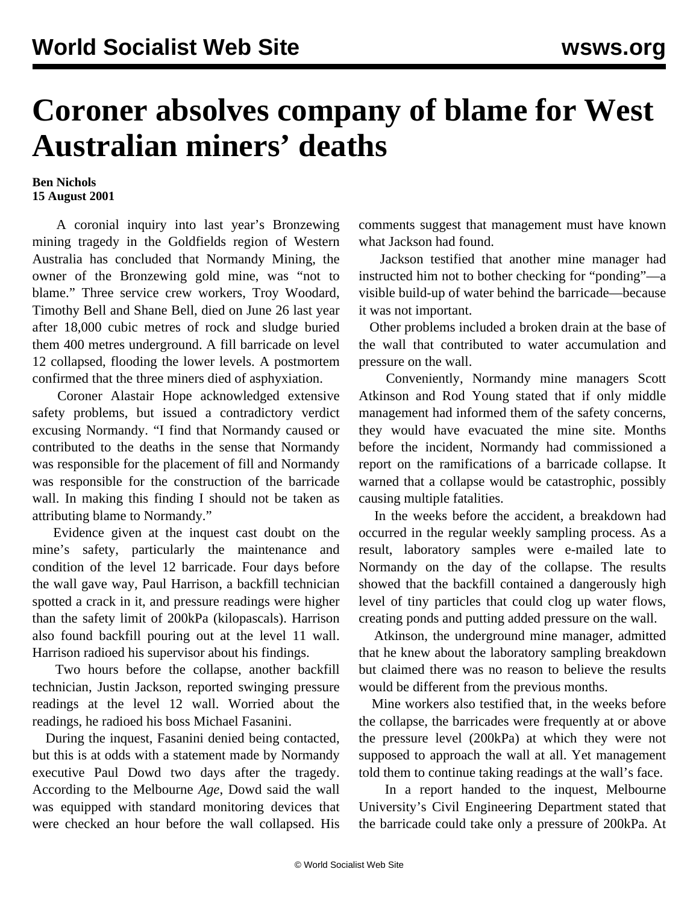# Coroner absolves company of blame for West Australian miners' deaths

**Ben Nichols**
**15 August 2001**

A coronial inquiry into last year's Bronzewing mining tragedy in the Goldfields region of Western Australia has concluded that Normandy Mining, the owner of the Bronzewing gold mine, was "not to blame." Three service crew workers, Troy Woodard, Timothy Bell and Shane Bell, died on June 26 last year after 18,000 cubic metres of rock and sludge buried them 400 metres underground. A fill barricade on level 12 collapsed, flooding the lower levels. A postmortem confirmed that the three miners died of asphyxiation.

Coroner Alastair Hope acknowledged extensive safety problems, but issued a contradictory verdict excusing Normandy. "I find that Normandy caused or contributed to the deaths in the sense that Normandy was responsible for the placement of fill and Normandy was responsible for the construction of the barricade wall. In making this finding I should not be taken as attributing blame to Normandy."

Evidence given at the inquest cast doubt on the mine's safety, particularly the maintenance and condition of the level 12 barricade. Four days before the wall gave way, Paul Harrison, a backfill technician spotted a crack in it, and pressure readings were higher than the safety limit of 200kPa (kilopascals). Harrison also found backfill pouring out at the level 11 wall. Harrison radioed his supervisor about his findings.

Two hours before the collapse, another backfill technician, Justin Jackson, reported swinging pressure readings at the level 12 wall. Worried about the readings, he radioed his boss Michael Fasanini.

During the inquest, Fasanini denied being contacted, but this is at odds with a statement made by Normandy executive Paul Dowd two days after the tragedy. According to the Melbourne *Age*, Dowd said the wall was equipped with standard monitoring devices that were checked an hour before the wall collapsed. His comments suggest that management must have known what Jackson had found.

Jackson testified that another mine manager had instructed him not to bother checking for "ponding"—a visible build-up of water behind the barricade—because it was not important.

Other problems included a broken drain at the base of the wall that contributed to water accumulation and pressure on the wall.

Conveniently, Normandy mine managers Scott Atkinson and Rod Young stated that if only middle management had informed them of the safety concerns, they would have evacuated the mine site. Months before the incident, Normandy had commissioned a report on the ramifications of a barricade collapse. It warned that a collapse would be catastrophic, possibly causing multiple fatalities.

In the weeks before the accident, a breakdown had occurred in the regular weekly sampling process. As a result, laboratory samples were e-mailed late to Normandy on the day of the collapse. The results showed that the backfill contained a dangerously high level of tiny particles that could clog up water flows, creating ponds and putting added pressure on the wall.

Atkinson, the underground mine manager, admitted that he knew about the laboratory sampling breakdown but claimed there was no reason to believe the results would be different from the previous months.

Mine workers also testified that, in the weeks before the collapse, the barricades were frequently at or above the pressure level (200kPa) at which they were not supposed to approach the wall at all. Yet management told them to continue taking readings at the wall's face.

In a report handed to the inquest, Melbourne University's Civil Engineering Department stated that the barricade could take only a pressure of 200kPa. At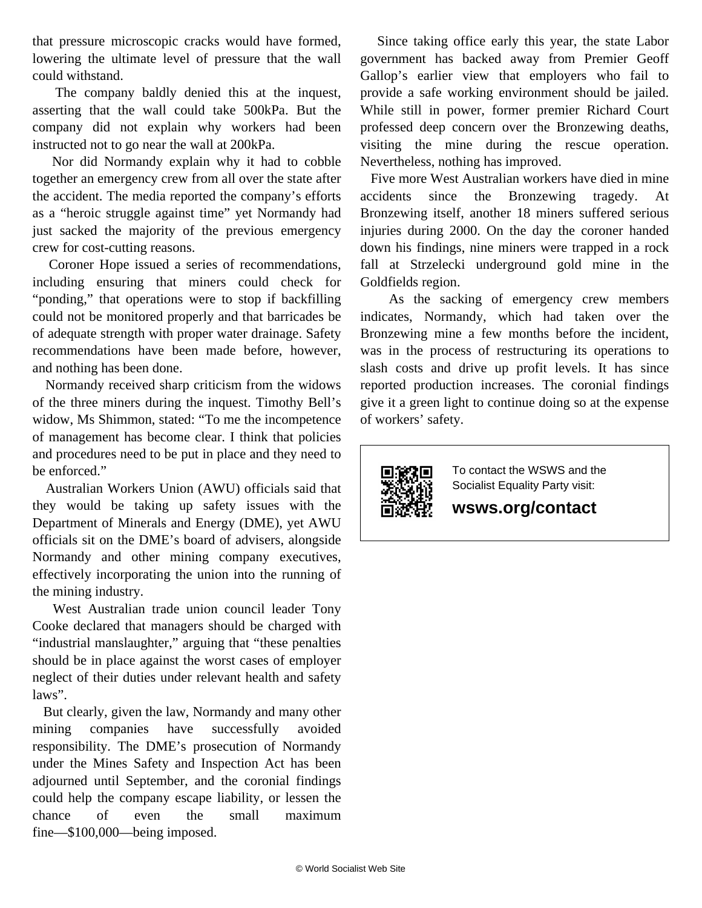that pressure microscopic cracks would have formed, lowering the ultimate level of pressure that the wall could withstand.

The company baldly denied this at the inquest, asserting that the wall could take 500kPa. But the company did not explain why workers had been instructed not to go near the wall at 200kPa.

Nor did Normandy explain why it had to cobble together an emergency crew from all over the state after the accident. The media reported the company's efforts as a "heroic struggle against time" yet Normandy had just sacked the majority of the previous emergency crew for cost-cutting reasons.

Coroner Hope issued a series of recommendations, including ensuring that miners could check for "ponding," that operations were to stop if backfilling could not be monitored properly and that barricades be of adequate strength with proper water drainage. Safety recommendations have been made before, however, and nothing has been done.

Normandy received sharp criticism from the widows of the three miners during the inquest. Timothy Bell's widow, Ms Shimmon, stated: "To me the incompetence of management has become clear. I think that policies and procedures need to be put in place and they need to be enforced."

Australian Workers Union (AWU) officials said that they would be taking up safety issues with the Department of Minerals and Energy (DME), yet AWU officials sit on the DME's board of advisers, alongside Normandy and other mining company executives, effectively incorporating the union into the running of the mining industry.

West Australian trade union council leader Tony Cooke declared that managers should be charged with "industrial manslaughter," arguing that "these penalties should be in place against the worst cases of employer neglect of their duties under relevant health and safety laws".

But clearly, given the law, Normandy and many other mining companies have successfully avoided responsibility. The DME's prosecution of Normandy under the Mines Safety and Inspection Act has been adjourned until September, and the coronial findings could help the company escape liability, or lessen the chance of even the small maximum fine—$100,000—being imposed.

Since taking office early this year, the state Labor government has backed away from Premier Geoff Gallop's earlier view that employers who fail to provide a safe working environment should be jailed. While still in power, former premier Richard Court professed deep concern over the Bronzewing deaths, visiting the mine during the rescue operation. Nevertheless, nothing has improved.

Five more West Australian workers have died in mine accidents since the Bronzewing tragedy. At Bronzewing itself, another 18 miners suffered serious injuries during 2000. On the day the coroner handed down his findings, nine miners were trapped in a rock fall at Strzelecki underground gold mine in the Goldfields region.

As the sacking of emergency crew members indicates, Normandy, which had taken over the Bronzewing mine a few months before the incident, was in the process of restructuring its operations to slash costs and drive up profit levels. It has since reported production increases. The coronial findings give it a green light to continue doing so at the expense of workers' safety.

To contact the WSWS and the Socialist Equality Party visit:

**wsws.org/contact**